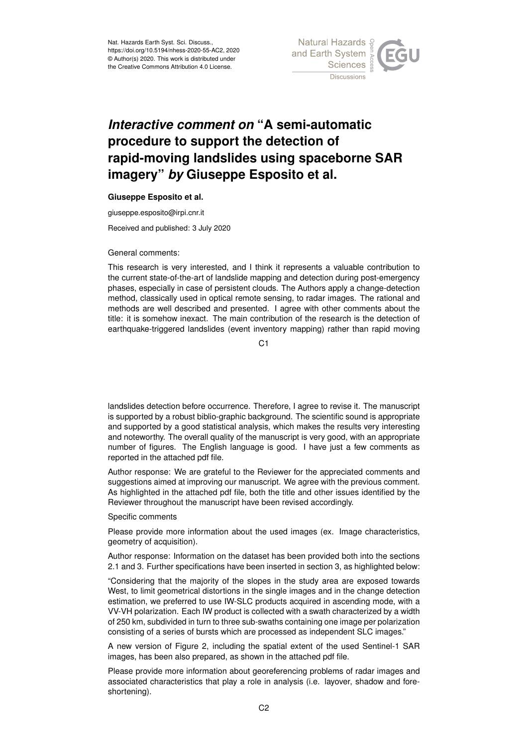Nat. Hazards Earth Syst. Sci. Discuss.,
https://doi.org/10.5194/nhess-2020-55-AC2, 2020
© Author(s) 2020. This work is distributed under
the Creative Commons Attribution 4.0 License.

# *Interactive comment on* "A semi-automatic procedure to support the detection of rapid-moving landslides using spaceborne SAR imagery" *by* Giuseppe Esposito et al.

**Giuseppe Esposito et al.**

giuseppe.esposito@irpi.cnr.it

Received and published: 3 July 2020

General comments:

This research is very interested, and I think it represents a valuable contribution to the current state-of-the-art of landslide mapping and detection during post-emergency phases, especially in case of persistent clouds. The Authors apply a change-detection method, classically used in optical remote sensing, to radar images. The rational and methods are well described and presented. I agree with other comments about the title: it is somehow inexact. The main contribution of the research is the detection of earthquake-triggered landslides (event inventory mapping) rather than rapid moving landslides detection before occurrence. Therefore, I agree to revise it. The manuscript is supported by a robust biblio-graphic background. The scientific sound is appropriate and supported by a good statistical analysis, which makes the results very interesting and noteworthy. The overall quality of the manuscript is very good, with an appropriate number of figures. The English language is good. I have just a few comments as reported in the attached pdf file.

Author response: We are grateful to the Reviewer for the appreciated comments and suggestions aimed at improving our manuscript. We agree with the previous comment. As highlighted in the attached pdf file, both the title and other issues identified by the Reviewer throughout the manuscript have been revised accordingly.

Specific comments

Please provide more information about the used images (ex. Image characteristics, geometry of acquisition).

Author response: Information on the dataset has been provided both into the sections 2.1 and 3. Further specifications have been inserted in section 3, as highlighted below:

"Considering that the majority of the slopes in the study area are exposed towards West, to limit geometrical distortions in the single images and in the change detection estimation, we preferred to use IW-SLC products acquired in ascending mode, with a VV-VH polarization. Each IW product is collected with a swath characterized by a width of 250 km, subdivided in turn to three sub-swaths containing one image per polarization consisting of a series of bursts which are processed as independent SLC images."

A new version of Figure 2, including the spatial extent of the used Sentinel-1 SAR images, has been also prepared, as shown in the attached pdf file.

Please provide more information about georeferencing problems of radar images and associated characteristics that play a role in analysis (i.e. layover, shadow and fore-shortening).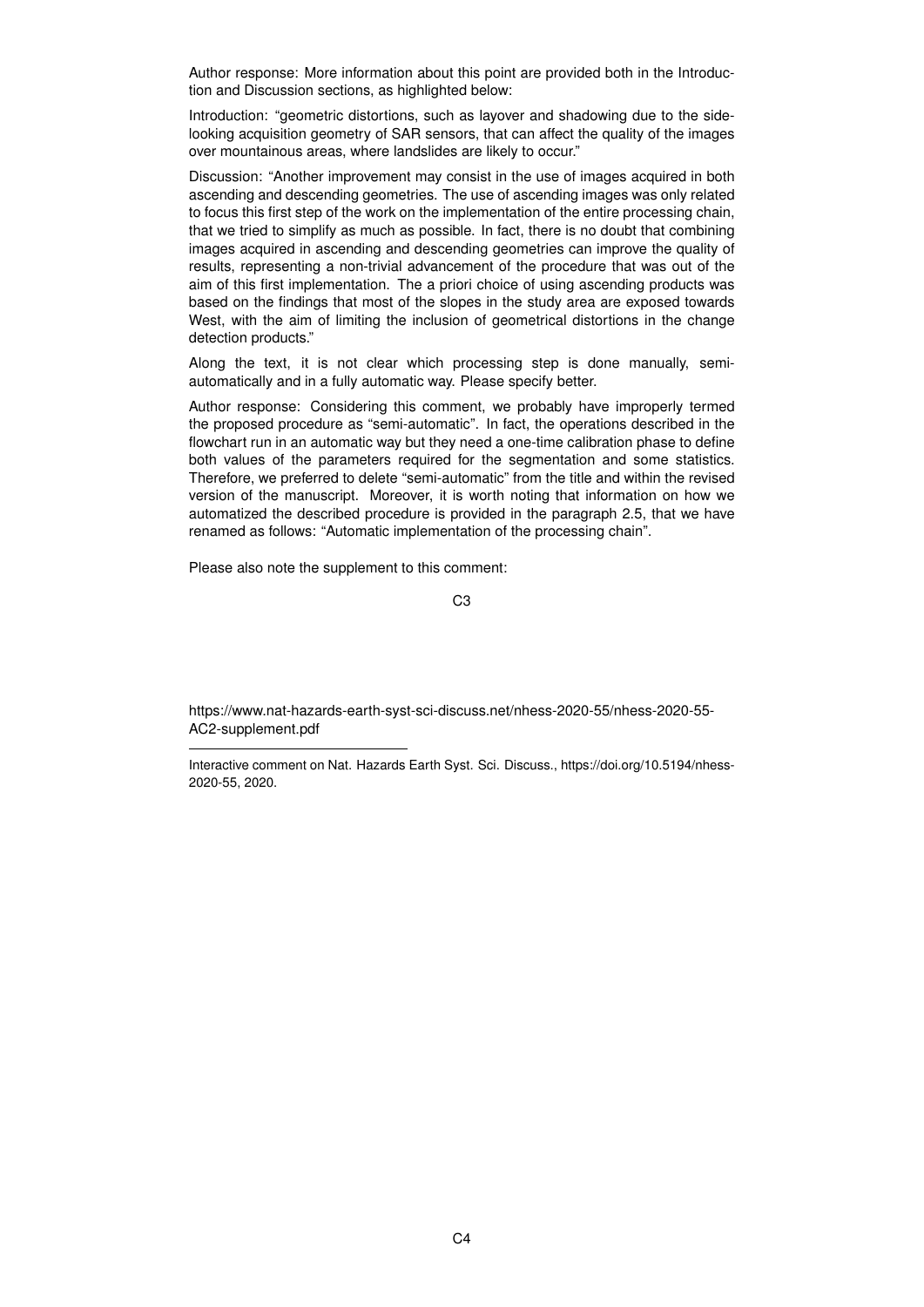Author response: More information about this point are provided both in the Introduction and Discussion sections, as highlighted below:

Introduction: "geometric distortions, such as layover and shadowing due to the side-looking acquisition geometry of SAR sensors, that can affect the quality of the images over mountainous areas, where landslides are likely to occur."

Discussion: "Another improvement may consist in the use of images acquired in both ascending and descending geometries. The use of ascending images was only related to focus this first step of the work on the implementation of the entire processing chain, that we tried to simplify as much as possible. In fact, there is no doubt that combining images acquired in ascending and descending geometries can improve the quality of results, representing a non-trivial advancement of the procedure that was out of the aim of this first implementation. The a priori choice of using ascending products was based on the findings that most of the slopes in the study area are exposed towards West, with the aim of limiting the inclusion of geometrical distortions in the change detection products."

Along the text, it is not clear which processing step is done manually, semi-automatically and in a fully automatic way. Please specify better.

Author response: Considering this comment, we probably have improperly termed the proposed procedure as "semi-automatic". In fact, the operations described in the flowchart run in an automatic way but they need a one-time calibration phase to define both values of the parameters required for the segmentation and some statistics. Therefore, we preferred to delete "semi-automatic" from the title and within the revised version of the manuscript. Moreover, it is worth noting that information on how we automatized the described procedure is provided in the paragraph 2.5, that we have renamed as follows: "Automatic implementation of the processing chain".

Please also note the supplement to this comment:

https://www.nat-hazards-earth-syst-sci-discuss.net/nhess-2020-55/nhess-2020-55-AC2-supplement.pdf

---

Interactive comment on Nat. Hazards Earth Syst. Sci. Discuss., https://doi.org/10.5194/nhess-2020-55, 2020.